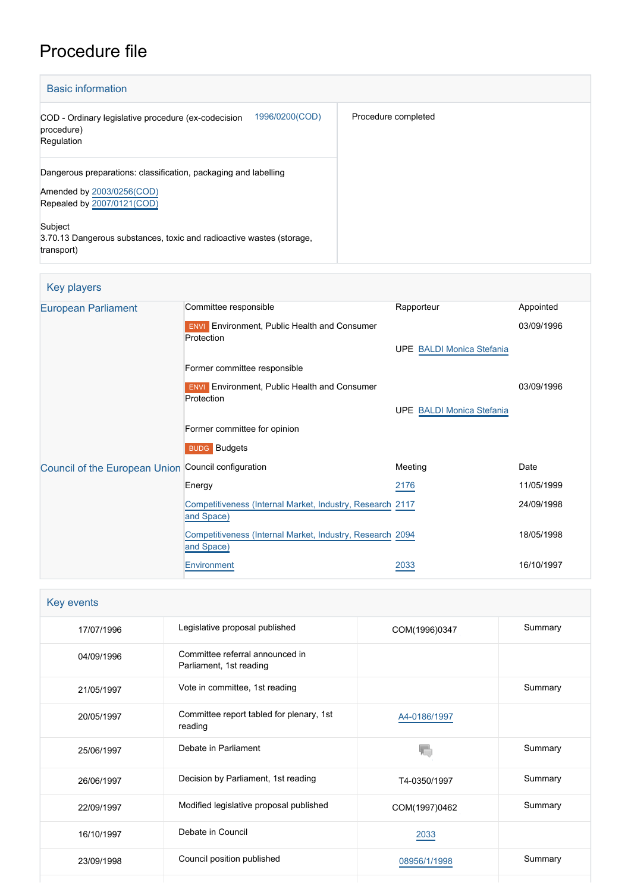# Procedure file

## Basic information

| | |
|---|---|
| COD - Ordinary legislative procedure (ex-codecision procedure) Regulation 1996/0200(COD) | Procedure completed |
| Dangerous preparations: classification, packaging and labelling<br><br>Amended by 2003/0256(COD)<br>Repealed by 2007/0121(COD)<br><br>Subject<br>3.70.13 Dangerous substances, toxic and radioactive wastes (storage, transport) | |

## Key players

| | | | |
|---|---|---|---|
| European Parliament | Committee responsible | Rapporteur | Appointed |
| | ENVI Environment, Public Health and Consumer Protection | UPE BALDI Monica Stefania | 03/09/1996 |
| | Former committee responsible | | |
| | ENVI Environment, Public Health and Consumer Protection | UPE BALDI Monica Stefania | 03/09/1996 |
| | Former committee for opinion | | |
| | BUDG Budgets | | |
| Council of the European Union | Council configuration | Meeting | Date |
| | Energy | 2176 | 11/05/1999 |
| | Competitiveness (Internal Market, Industry, Research and Space) | 2117 | 24/09/1998 |
| | Competitiveness (Internal Market, Industry, Research and Space) | 2094 | 18/05/1998 |
| | Environment | 2033 | 16/10/1997 |

## Key events

| | | | |
|---|---|---|---|
| 17/07/1996 | Legislative proposal published | COM(1996)0347 | Summary |
| 04/09/1996 | Committee referral announced in Parliament, 1st reading | | |
| 21/05/1997 | Vote in committee, 1st reading | | Summary |
| 20/05/1997 | Committee report tabled for plenary, 1st reading | A4-0186/1997 | |
| 25/06/1997 | Debate in Parliament | | Summary |
| 26/06/1997 | Decision by Parliament, 1st reading | T4-0350/1997 | Summary |
| 22/09/1997 | Modified legislative proposal published | COM(1997)0462 | Summary |
| 16/10/1997 | Debate in Council | 2033 | |
| 23/09/1998 | Council position published | 08956/1/1998 | Summary |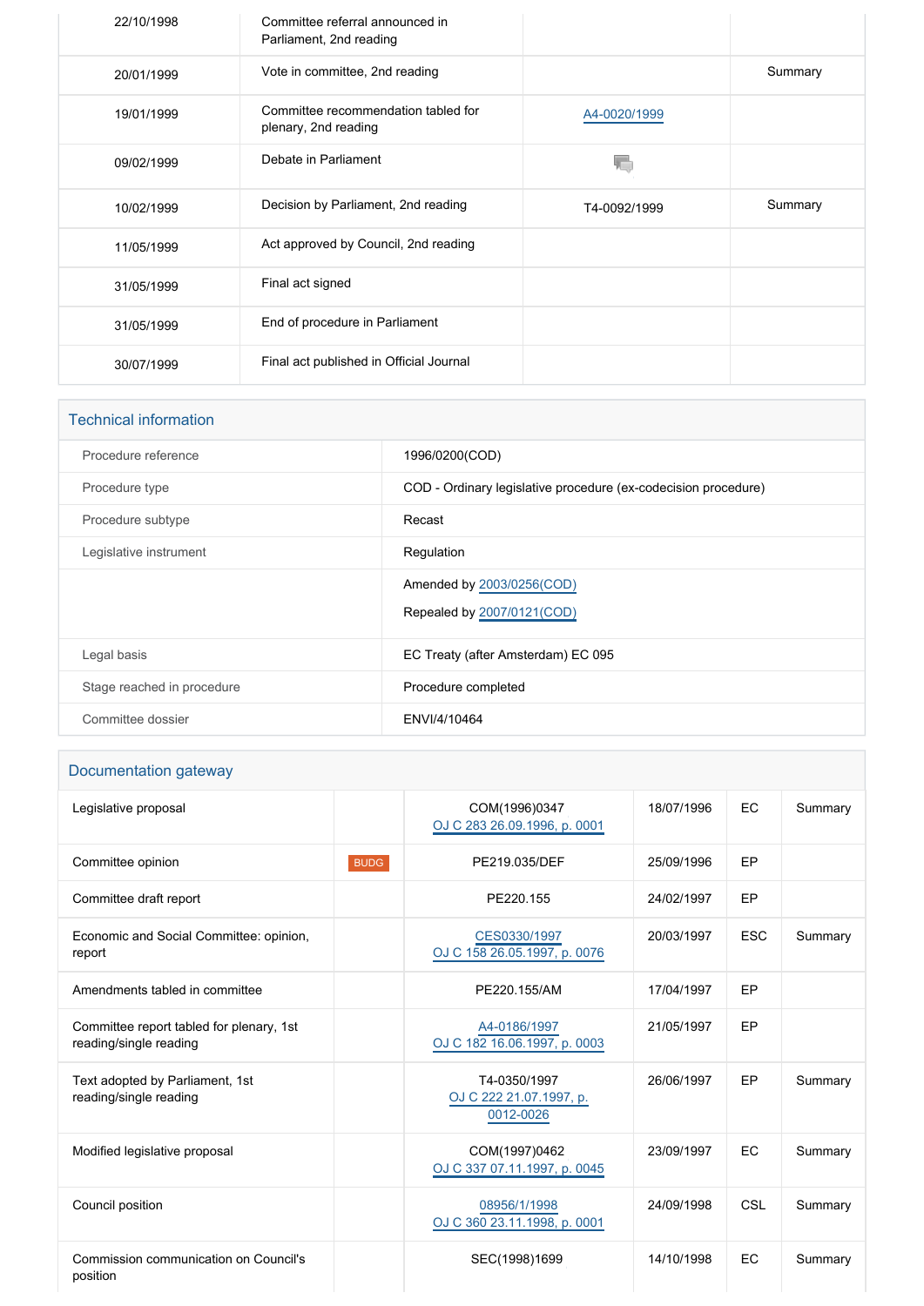| | | | |
|---|---|---|---|
| 22/10/1998 | Committee referral announced in Parliament, 2nd reading | | |
| 20/01/1999 | Vote in committee, 2nd reading | | Summary |
| 19/01/1999 | Committee recommendation tabled for plenary, 2nd reading | A4-0020/1999 | |
| 09/02/1999 | Debate in Parliament | | |
| 10/02/1999 | Decision by Parliament, 2nd reading | T4-0092/1999 | Summary |
| 11/05/1999 | Act approved by Council, 2nd reading | | |
| 31/05/1999 | Final act signed | | |
| 31/05/1999 | End of procedure in Parliament | | |
| 30/07/1999 | Final act published in Official Journal | | |

## Technical information

| | |
|---|---|
| Procedure reference | 1996/0200(COD) |
| Procedure type | COD - Ordinary legislative procedure (ex-codecision procedure) |
| Procedure subtype | Recast |
| Legislative instrument | Regulation |
| | Amended by 2003/0256(COD)<br>Repealed by 2007/0121(COD) |
| Legal basis | EC Treaty (after Amsterdam) EC 095 |
| Stage reached in procedure | Procedure completed |
| Committee dossier | ENVI/4/10464 |

## Documentation gateway

| | | | | | |
|---|---|---|---|---|---|
| Legislative proposal | | COM(1996)0347<br>OJ C 283 26.09.1996, p. 0001 | 18/07/1996 | EC | Summary |
| Committee opinion | BUDG | PE219.035/DEF | 25/09/1996 | EP | |
| Committee draft report | | PE220.155 | 24/02/1997 | EP | |
| Economic and Social Committee: opinion, report | | CES0330/1997<br>OJ C 158 26.05.1997, p. 0076 | 20/03/1997 | ESC | Summary |
| Amendments tabled in committee | | PE220.155/AM | 17/04/1997 | EP | |
| Committee report tabled for plenary, 1st reading/single reading | | A4-0186/1997<br>OJ C 182 16.06.1997, p. 0003 | 21/05/1997 | EP | |
| Text adopted by Parliament, 1st reading/single reading | | T4-0350/1997<br>OJ C 222 21.07.1997, p. 0012-0026 | 26/06/1997 | EP | Summary |
| Modified legislative proposal | | COM(1997)0462<br>OJ C 337 07.11.1997, p. 0045 | 23/09/1997 | EC | Summary |
| Council position | | 08956/1/1998<br>OJ C 360 23.11.1998, p. 0001 | 24/09/1998 | CSL | Summary |
| Commission communication on Council's position | | SEC(1998)1699 | 14/10/1998 | EC | Summary |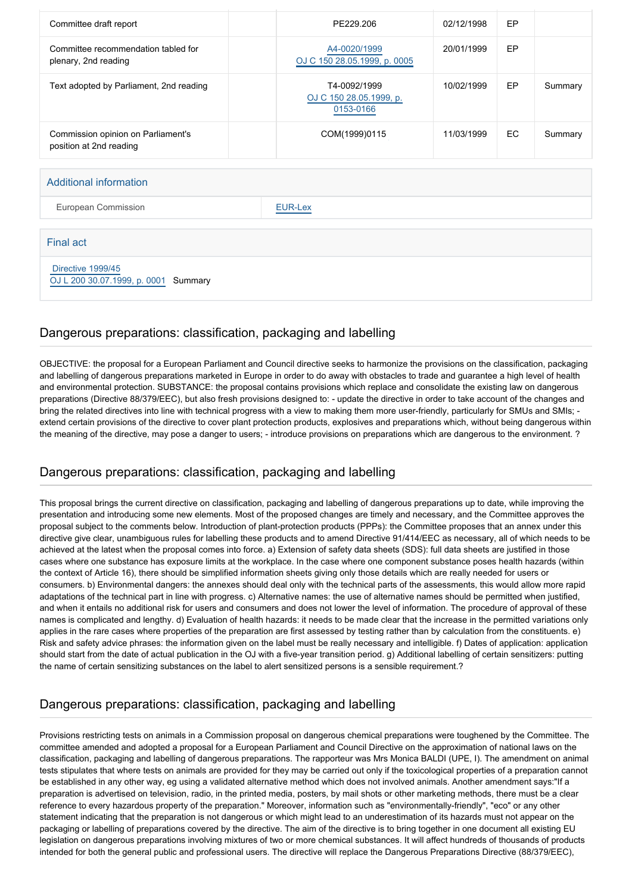| | | | | |
|---|---|---|---|---|
| Committee draft report | PE229.206 | 02/12/1998 | EP | |
| Committee recommendation tabled for plenary, 2nd reading | A4-0020/1999<br>OJ C 150 28.05.1999, p. 0005 | 20/01/1999 | EP | |
| Text adopted by Parliament, 2nd reading | T4-0092/1999<br>OJ C 150 28.05.1999, p. 0153-0166 | 10/02/1999 | EP | Summary |
| Commission opinion on Parliament's position at 2nd reading | COM(1999)0115 | 11/03/1999 | EC | Summary |

## Additional information

| | |
|---|---|
| European Commission | EUR-Lex |

## Final act

Directive 1999/45
OJ L 200 30.07.1999, p. 0001 Summary

## Dangerous preparations: classification, packaging and labelling

OBJECTIVE: the proposal for a European Parliament and Council directive seeks to harmonize the provisions on the classification, packaging and labelling of dangerous preparations marketed in Europe in order to do away with obstacles to trade and guarantee a high level of health and environmental protection. SUBSTANCE: the proposal contains provisions which replace and consolidate the existing law on dangerous preparations (Directive 88/379/EEC), but also fresh provisions designed to: - update the directive in order to take account of the changes and bring the related directives into line with technical progress with a view to making them more user-friendly, particularly for SMUs and SMIs; - extend certain provisions of the directive to cover plant protection products, explosives and preparations which, without being dangerous within the meaning of the directive, may pose a danger to users; - introduce provisions on preparations which are dangerous to the environment. ?

## Dangerous preparations: classification, packaging and labelling

This proposal brings the current directive on classification, packaging and labelling of dangerous preparations up to date, while improving the presentation and introducing some new elements. Most of the proposed changes are timely and necessary, and the Committee approves the proposal subject to the comments below. Introduction of plant-protection products (PPPs): the Committee proposes that an annex under this directive give clear, unambiguous rules for labelling these products and to amend Directive 91/414/EEC as necessary, all of which needs to be achieved at the latest when the proposal comes into force. a) Extension of safety data sheets (SDS): full data sheets are justified in those cases where one substance has exposure limits at the workplace. In the case where one component substance poses health hazards (within the context of Article 16), there should be simplified information sheets giving only those details which are really needed for users or consumers. b) Environmental dangers: the annexes should deal only with the technical parts of the assessments, this would allow more rapid adaptations of the technical part in line with progress. c) Alternative names: the use of alternative names should be permitted when justified, and when it entails no additional risk for users and consumers and does not lower the level of information. The procedure of approval of these names is complicated and lengthy. d) Evaluation of health hazards: it needs to be made clear that the increase in the permitted variations only applies in the rare cases where properties of the preparation are first assessed by testing rather than by calculation from the constituents. e) Risk and safety advice phrases: the information given on the label must be really necessary and intelligible. f) Dates of application: application should start from the date of actual publication in the OJ with a five-year transition period. g) Additional labelling of certain sensitizers: putting the name of certain sensitizing substances on the label to alert sensitized persons is a sensible requirement.?

## Dangerous preparations: classification, packaging and labelling

Provisions restricting tests on animals in a Commission proposal on dangerous chemical preparations were toughened by the Committee. The committee amended and adopted a proposal for a European Parliament and Council Directive on the approximation of national laws on the classification, packaging and labelling of dangerous preparations. The rapporteur was Mrs Monica BALDI (UPE, I). The amendment on animal tests stipulates that where tests on animals are provided for they may be carried out only if the toxicological properties of a preparation cannot be established in any other way, eg using a validated alternative method which does not involved animals. Another amendment says:"If a preparation is advertised on television, radio, in the printed media, posters, by mail shots or other marketing methods, there must be a clear reference to every hazardous property of the preparation." Moreover, information such as "environmentally-friendly", "eco" or any other statement indicating that the preparation is not dangerous or which might lead to an underestimation of its hazards must not appear on the packaging or labelling of preparations covered by the directive. The aim of the directive is to bring together in one document all existing EU legislation on dangerous preparations involving mixtures of two or more chemical substances. It will affect hundreds of thousands of products intended for both the general public and professional users. The directive will replace the Dangerous Preparations Directive (88/379/EEC),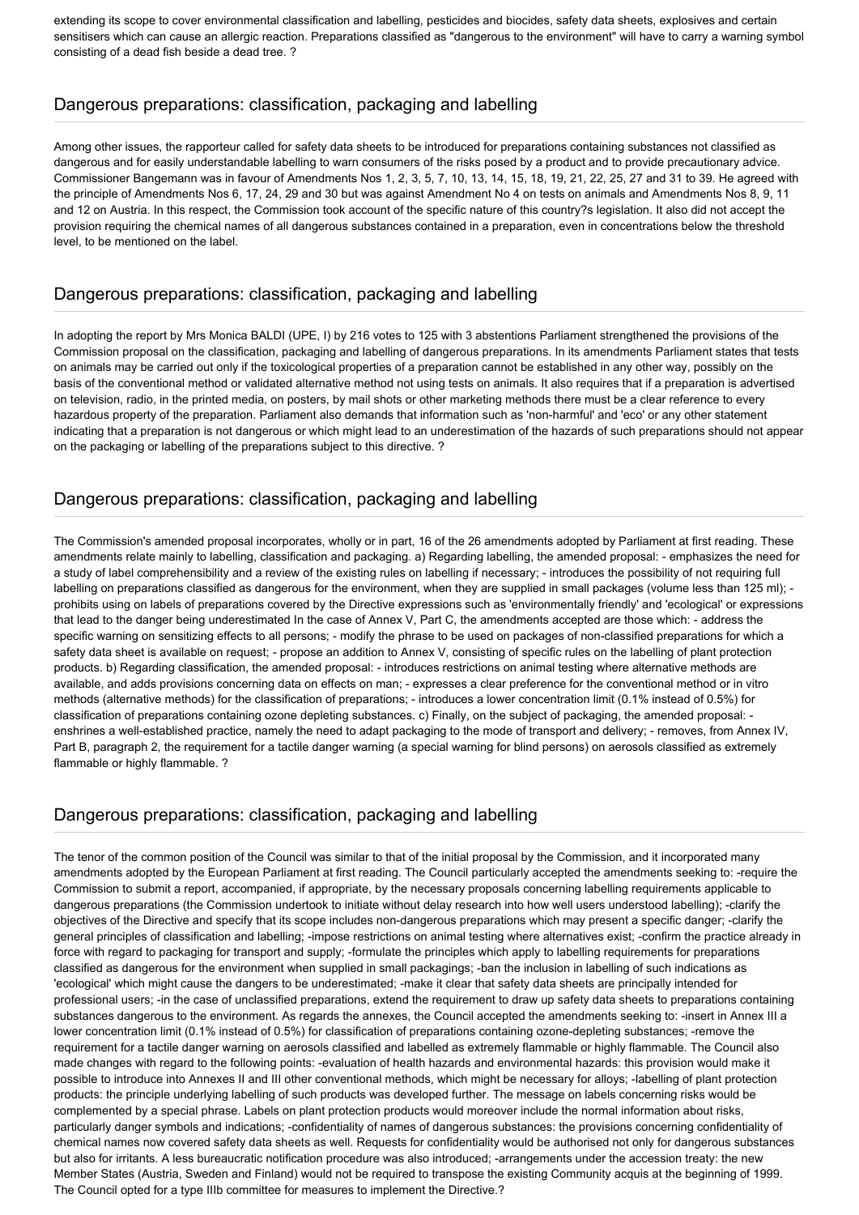extending its scope to cover environmental classification and labelling, pesticides and biocides, safety data sheets, explosives and certain sensitisers which can cause an allergic reaction. Preparations classified as "dangerous to the environment" will have to carry a warning symbol consisting of a dead fish beside a dead tree. ?

## Dangerous preparations: classification, packaging and labelling

Among other issues, the rapporteur called for safety data sheets to be introduced for preparations containing substances not classified as dangerous and for easily understandable labelling to warn consumers of the risks posed by a product and to provide precautionary advice. Commissioner Bangemann was in favour of Amendments Nos 1, 2, 3, 5, 7, 10, 13, 14, 15, 18, 19, 21, 22, 25, 27 and 31 to 39. He agreed with the principle of Amendments Nos 6, 17, 24, 29 and 30 but was against Amendment No 4 on tests on animals and Amendments Nos 8, 9, 11 and 12 on Austria. In this respect, the Commission took account of the specific nature of this country?s legislation. It also did not accept the provision requiring the chemical names of all dangerous substances contained in a preparation, even in concentrations below the threshold level, to be mentioned on the label.

## Dangerous preparations: classification, packaging and labelling

In adopting the report by Mrs Monica BALDI (UPE, I) by 216 votes to 125 with 3 abstentions Parliament strengthened the provisions of the Commission proposal on the classification, packaging and labelling of dangerous preparations. In its amendments Parliament states that tests on animals may be carried out only if the toxicological properties of a preparation cannot be established in any other way, possibly on the basis of the conventional method or validated alternative method not using tests on animals. It also requires that if a preparation is advertised on television, radio, in the printed media, on posters, by mail shots or other marketing methods there must be a clear reference to every hazardous property of the preparation. Parliament also demands that information such as 'non-harmful' and 'eco' or any other statement indicating that a preparation is not dangerous or which might lead to an underestimation of the hazards of such preparations should not appear on the packaging or labelling of the preparations subject to this directive. ?

## Dangerous preparations: classification, packaging and labelling

The Commission's amended proposal incorporates, wholly or in part, 16 of the 26 amendments adopted by Parliament at first reading. These amendments relate mainly to labelling, classification and packaging. a) Regarding labelling, the amended proposal: - emphasizes the need for a study of label comprehensibility and a review of the existing rules on labelling if necessary; - introduces the possibility of not requiring full labelling on preparations classified as dangerous for the environment, when they are supplied in small packages (volume less than 125 ml); - prohibits using on labels of preparations covered by the Directive expressions such as 'environmentally friendly' and 'ecological' or expressions that lead to the danger being underestimated In the case of Annex V, Part C, the amendments accepted are those which: - address the specific warning on sensitizing effects to all persons; - modify the phrase to be used on packages of non-classified preparations for which a safety data sheet is available on request; - propose an addition to Annex V, consisting of specific rules on the labelling of plant protection products. b) Regarding classification, the amended proposal: - introduces restrictions on animal testing where alternative methods are available, and adds provisions concerning data on effects on man; - expresses a clear preference for the conventional method or in vitro methods (alternative methods) for the classification of preparations; - introduces a lower concentration limit (0.1% instead of 0.5%) for classification of preparations containing ozone depleting substances. c) Finally, on the subject of packaging, the amended proposal: - enshrines a well-established practice, namely the need to adapt packaging to the mode of transport and delivery; - removes, from Annex IV, Part B, paragraph 2, the requirement for a tactile danger warning (a special warning for blind persons) on aerosols classified as extremely flammable or highly flammable. ?

## Dangerous preparations: classification, packaging and labelling

The tenor of the common position of the Council was similar to that of the initial proposal by the Commission, and it incorporated many amendments adopted by the European Parliament at first reading. The Council particularly accepted the amendments seeking to: -require the Commission to submit a report, accompanied, if appropriate, by the necessary proposals concerning labelling requirements applicable to dangerous preparations (the Commission undertook to initiate without delay research into how well users understood labelling); -clarify the objectives of the Directive and specify that its scope includes non-dangerous preparations which may present a specific danger; -clarify the general principles of classification and labelling; -impose restrictions on animal testing where alternatives exist; -confirm the practice already in force with regard to packaging for transport and supply; -formulate the principles which apply to labelling requirements for preparations classified as dangerous for the environment when supplied in small packagings; -ban the inclusion in labelling of such indications as 'ecological' which might cause the dangers to be underestimated; -make it clear that safety data sheets are principally intended for professional users; -in the case of unclassified preparations, extend the requirement to draw up safety data sheets to preparations containing substances dangerous to the environment. As regards the annexes, the Council accepted the amendments seeking to: -insert in Annex III a lower concentration limit (0.1% instead of 0.5%) for classification of preparations containing ozone-depleting substances; -remove the requirement for a tactile danger warning on aerosols classified and labelled as extremely flammable or highly flammable. The Council also made changes with regard to the following points: -evaluation of health hazards and environmental hazards: this provision would make it possible to introduce into Annexes II and III other conventional methods, which might be necessary for alloys; -labelling of plant protection products: the principle underlying labelling of such products was developed further. The message on labels concerning risks would be complemented by a special phrase. Labels on plant protection products would moreover include the normal information about risks, particularly danger symbols and indications; -confidentiality of names of dangerous substances: the provisions concerning confidentiality of chemical names now covered safety data sheets as well. Requests for confidentiality would be authorised not only for dangerous substances but also for irritants. A less bureaucratic notification procedure was also introduced; -arrangements under the accession treaty: the new Member States (Austria, Sweden and Finland) would not be required to transpose the existing Community acquis at the beginning of 1999. The Council opted for a type IIIb committee for measures to implement the Directive.?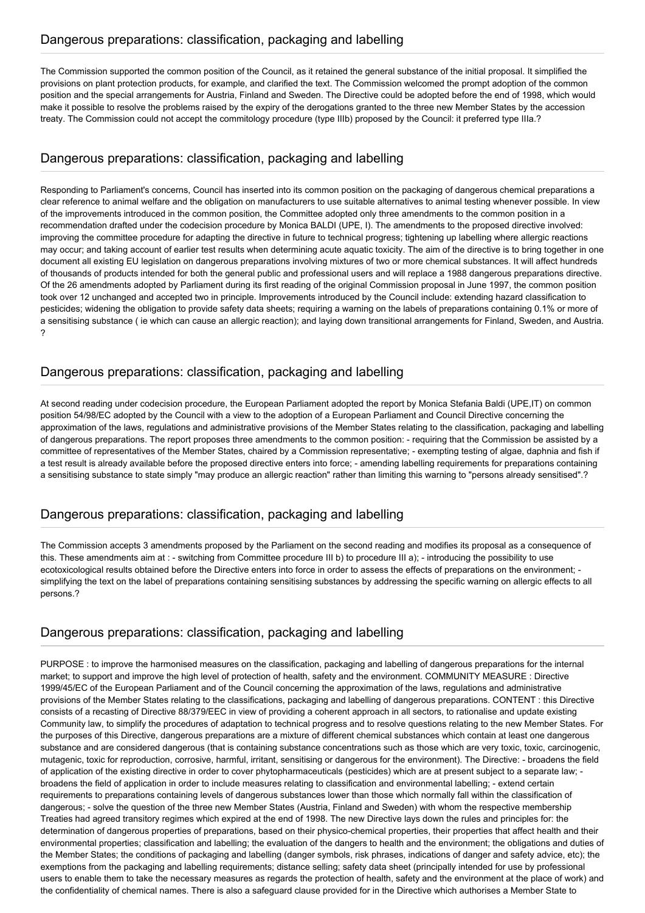## Dangerous preparations: classification, packaging and labelling

The Commission supported the common position of the Council, as it retained the general substance of the initial proposal. It simplified the provisions on plant protection products, for example, and clarified the text. The Commission welcomed the prompt adoption of the common position and the special arrangements for Austria, Finland and Sweden. The Directive could be adopted before the end of 1998, which would make it possible to resolve the problems raised by the expiry of the derogations granted to the three new Member States by the accession treaty. The Commission could not accept the commitology procedure (type IIIb) proposed by the Council: it preferred type IIIa.?

## Dangerous preparations: classification, packaging and labelling

Responding to Parliament's concerns, Council has inserted into its common position on the packaging of dangerous chemical preparations a clear reference to animal welfare and the obligation on manufacturers to use suitable alternatives to animal testing whenever possible. In view of the improvements introduced in the common position, the Committee adopted only three amendments to the common position in a recommendation drafted under the codecision procedure by Monica BALDI (UPE, I). The amendments to the proposed directive involved: improving the committee procedure for adapting the directive in future to technical progress; tightening up labelling where allergic reactions may occur; and taking account of earlier test results when determining acute aquatic toxicity. The aim of the directive is to bring together in one document all existing EU legislation on dangerous preparations involving mixtures of two or more chemical substances. It will affect hundreds of thousands of products intended for both the general public and professional users and will replace a 1988 dangerous preparations directive. Of the 26 amendments adopted by Parliament during its first reading of the original Commission proposal in June 1997, the common position took over 12 unchanged and accepted two in principle. Improvements introduced by the Council include: extending hazard classification to pesticides; widening the obligation to provide safety data sheets; requiring a warning on the labels of preparations containing 0.1% or more of a sensitising substance ( ie which can cause an allergic reaction); and laying down transitional arrangements for Finland, Sweden, and Austria. ?

## Dangerous preparations: classification, packaging and labelling

At second reading under codecision procedure, the European Parliament adopted the report by Monica Stefania Baldi (UPE,IT) on common position 54/98/EC adopted by the Council with a view to the adoption of a European Parliament and Council Directive concerning the approximation of the laws, regulations and administrative provisions of the Member States relating to the classification, packaging and labelling of dangerous preparations. The report proposes three amendments to the common position: - requiring that the Commission be assisted by a committee of representatives of the Member States, chaired by a Commission representative; - exempting testing of algae, daphnia and fish if a test result is already available before the proposed directive enters into force; - amending labelling requirements for preparations containing a sensitising substance to state simply "may produce an allergic reaction" rather than limiting this warning to "persons already sensitised".?

## Dangerous preparations: classification, packaging and labelling

The Commission accepts 3 amendments proposed by the Parliament on the second reading and modifies its proposal as a consequence of this. These amendments aim at : - switching from Committee procedure III b) to procedure III a); - introducing the possibility to use ecotoxicological results obtained before the Directive enters into force in order to assess the effects of preparations on the environment; - simplifying the text on the label of preparations containing sensitising substances by addressing the specific warning on allergic effects to all persons.?

## Dangerous preparations: classification, packaging and labelling

PURPOSE : to improve the harmonised measures on the classification, packaging and labelling of dangerous preparations for the internal market; to support and improve the high level of protection of health, safety and the environment. COMMUNITY MEASURE : Directive 1999/45/EC of the European Parliament and of the Council concerning the approximation of the laws, regulations and administrative provisions of the Member States relating to the classifications, packaging and labelling of dangerous preparations. CONTENT : this Directive consists of a recasting of Directive 88/379/EEC in view of providing a coherent approach in all sectors, to rationalise and update existing Community law, to simplify the procedures of adaptation to technical progress and to resolve questions relating to the new Member States. For the purposes of this Directive, dangerous preparations are a mixture of different chemical substances which contain at least one dangerous substance and are considered dangerous (that is containing substance concentrations such as those which are very toxic, toxic, carcinogenic, mutagenic, toxic for reproduction, corrosive, harmful, irritant, sensitising or dangerous for the environment). The Directive: - broadens the field of application of the existing directive in order to cover phytopharmaceuticals (pesticides) which are at present subject to a separate law; - broadens the field of application in order to include measures relating to classification and environmental labelling; - extend certain requirements to preparations containing levels of dangerous substances lower than those which normally fall within the classification of dangerous; - solve the question of the three new Member States (Austria, Finland and Sweden) with whom the respective membership Treaties had agreed transitory regimes which expired at the end of 1998. The new Directive lays down the rules and principles for: the determination of dangerous properties of preparations, based on their physico-chemical properties, their properties that affect health and their environmental properties; classification and labelling; the evaluation of the dangers to health and the environment; the obligations and duties of the Member States; the conditions of packaging and labelling (danger symbols, risk phrases, indications of danger and safety advice, etc); the exemptions from the packaging and labelling requirements; distance selling; safety data sheet (principally intended for use by professional users to enable them to take the necessary measures as regards the protection of health, safety and the environment at the place of work) and the confidentiality of chemical names. There is also a safeguard clause provided for in the Directive which authorises a Member State to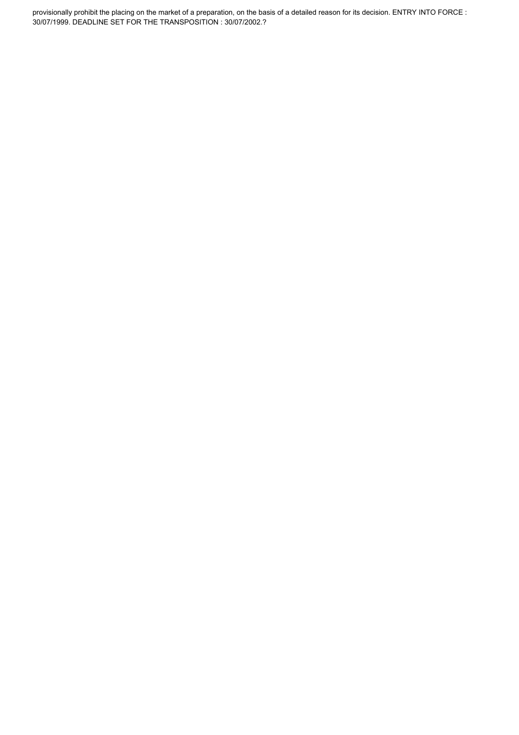provisionally prohibit the placing on the market of a preparation, on the basis of a detailed reason for its decision. ENTRY INTO FORCE : 30/07/1999. DEADLINE SET FOR THE TRANSPOSITION : 30/07/2002.?